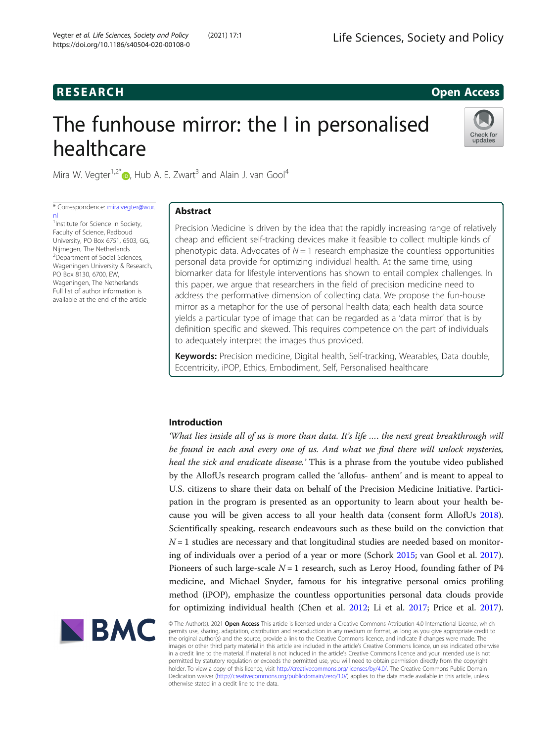RESEARCH | Open Access

# The funhouse mirror: the I in personalised healthcare

Mira W. Vegter[1,2*], Hub A. E. Zwart[3] and Alain J. van Gool[4]

\* Correspondence: mira.vegter@wur.nl
[1]Institute for Science in Society, Faculty of Science, Radboud University, PO Box 6751, 6503, GG, Nijmegen, The Netherlands
[2]Department of Social Sciences, Wageningen University & Research, PO Box 8130, 6700, EW, Wageningen, The Netherlands
Full list of author information is available at the end of the article

## Abstract

Precision Medicine is driven by the idea that the rapidly increasing range of relatively cheap and efficient self-tracking devices make it feasible to collect multiple kinds of phenotypic data. Advocates of $N = 1$ research emphasize the countless opportunities personal data provide for optimizing individual health. At the same time, using biomarker data for lifestyle interventions has shown to entail complex challenges. In this paper, we argue that researchers in the field of precision medicine need to address the performative dimension of collecting data. We propose the fun-house mirror as a metaphor for the use of personal health data; each health data source yields a particular type of image that can be regarded as a 'data mirror' that is by definition specific and skewed. This requires competence on the part of individuals to adequately interpret the images thus provided.

**Keywords:** Precision medicine, Digital health, Self-tracking, Wearables, Data double, Eccentricity, iPOP, Ethics, Embodiment, Self, Personalised healthcare

## Introduction

*'What lies inside all of us is more than data. It's life .... the next great breakthrough will be found in each and every one of us. And what we find there will unlock mysteries, heal the sick and eradicate disease.'* This is a phrase from the youtube video published by the AllofUs research program called the 'allofus- anthem' and is meant to appeal to U.S. citizens to share their data on behalf of the Precision Medicine Initiative. Participation in the program is presented as an opportunity to learn about your health because you will be given access to all your health data (consent form AllofUs 2018). Scientifically speaking, research endeavours such as these build on the conviction that $N = 1$ studies are necessary and that longitudinal studies are needed based on monitoring of individuals over a period of a year or more (Schork 2015; van Gool et al. 2017). Pioneers of such large-scale $N = 1$ research, such as Leroy Hood, founding father of P4 medicine, and Michael Snyder, famous for his integrative personal omics profiling method (iPOP), emphasize the countless opportunities personal data clouds provide for optimizing individual health (Chen et al. 2012; Li et al. 2017; Price et al. 2017).

© The Author(s). 2021 **Open Access** This article is licensed under a Creative Commons Attribution 4.0 International License, which permits use, sharing, adaptation, distribution and reproduction in any medium or format, as long as you give appropriate credit to the original author(s) and the source, provide a link to the Creative Commons licence, and indicate if changes were made. The images or other third party material in this article are included in the article's Creative Commons licence, unless indicated otherwise in a credit line to the material. If material is not included in the article's Creative Commons licence and your intended use is not permitted by statutory regulation or exceeds the permitted use, you will need to obtain permission directly from the copyright holder. To view a copy of this licence, visit http://creativecommons.org/licenses/by/4.0/. The Creative Commons Public Domain Dedication waiver (http://creativecommons.org/publicdomain/zero/1.0/) applies to the data made available in this article, unless otherwise stated in a credit line to the data.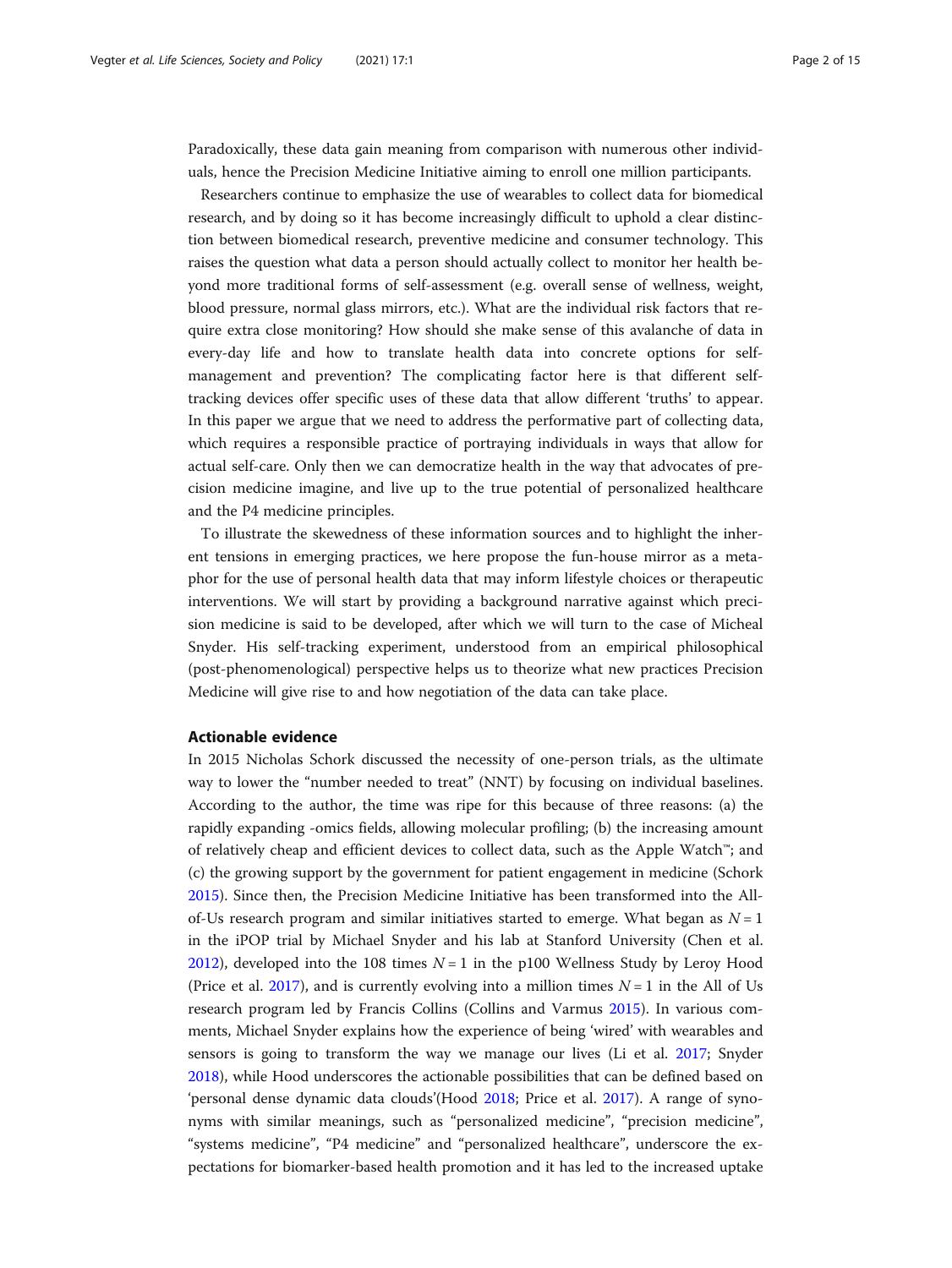Paradoxically, these data gain meaning from comparison with numerous other individuals, hence the Precision Medicine Initiative aiming to enroll one million participants.

Researchers continue to emphasize the use of wearables to collect data for biomedical research, and by doing so it has become increasingly difficult to uphold a clear distinction between biomedical research, preventive medicine and consumer technology. This raises the question what data a person should actually collect to monitor her health beyond more traditional forms of self-assessment (e.g. overall sense of wellness, weight, blood pressure, normal glass mirrors, etc.). What are the individual risk factors that require extra close monitoring? How should she make sense of this avalanche of data in every-day life and how to translate health data into concrete options for self-management and prevention? The complicating factor here is that different self-tracking devices offer specific uses of these data that allow different 'truths' to appear. In this paper we argue that we need to address the performative part of collecting data, which requires a responsible practice of portraying individuals in ways that allow for actual self-care. Only then we can democratize health in the way that advocates of precision medicine imagine, and live up to the true potential of personalized healthcare and the P4 medicine principles.

To illustrate the skewedness of these information sources and to highlight the inherent tensions in emerging practices, we here propose the fun-house mirror as a metaphor for the use of personal health data that may inform lifestyle choices or therapeutic interventions. We will start by providing a background narrative against which precision medicine is said to be developed, after which we will turn to the case of Micheal Snyder. His self-tracking experiment, understood from an empirical philosophical (post-phenomenological) perspective helps us to theorize what new practices Precision Medicine will give rise to and how negotiation of the data can take place.

## Actionable evidence

In 2015 Nicholas Schork discussed the necessity of one-person trials, as the ultimate way to lower the "number needed to treat" (NNT) by focusing on individual baselines. According to the author, the time was ripe for this because of three reasons: (a) the rapidly expanding -omics fields, allowing molecular profiling; (b) the increasing amount of relatively cheap and efficient devices to collect data, such as the Apple Watch™; and (c) the growing support by the government for patient engagement in medicine (Schork 2015). Since then, the Precision Medicine Initiative has been transformed into the All-of-Us research program and similar initiatives started to emerge. What began as $N = 1$ in the iPOP trial by Michael Snyder and his lab at Stanford University (Chen et al. 2012), developed into the 108 times $N = 1$ in the p100 Wellness Study by Leroy Hood (Price et al. 2017), and is currently evolving into a million times $N = 1$ in the All of Us research program led by Francis Collins (Collins and Varmus 2015). In various comments, Michael Snyder explains how the experience of being 'wired' with wearables and sensors is going to transform the way we manage our lives (Li et al. 2017; Snyder 2018), while Hood underscores the actionable possibilities that can be defined based on 'personal dense dynamic data clouds'(Hood 2018; Price et al. 2017). A range of synonyms with similar meanings, such as "personalized medicine", "precision medicine", "systems medicine", "P4 medicine" and "personalized healthcare", underscore the expectations for biomarker-based health promotion and it has led to the increased uptake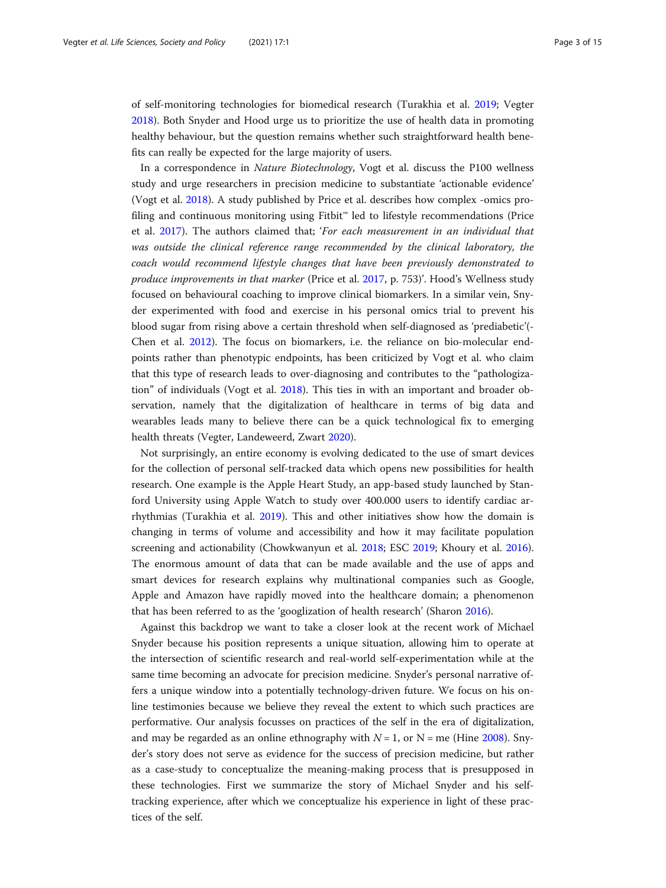of self-monitoring technologies for biomedical research (Turakhia et al. 2019; Vegter 2018). Both Snyder and Hood urge us to prioritize the use of health data in promoting healthy behaviour, but the question remains whether such straightforward health benefits can really be expected for the large majority of users.

In a correspondence in *Nature Biotechnology*, Vogt et al. discuss the P100 wellness study and urge researchers in precision medicine to substantiate 'actionable evidence' (Vogt et al. 2018). A study published by Price et al. describes how complex -omics profiling and continuous monitoring using Fitbit™ led to lifestyle recommendations (Price et al. 2017). The authors claimed that; '*For each measurement in an individual that was outside the clinical reference range recommended by the clinical laboratory, the coach would recommend lifestyle changes that have been previously demonstrated to produce improvements in that marker* (Price et al. 2017, p. 753)'. Hood's Wellness study focused on behavioural coaching to improve clinical biomarkers. In a similar vein, Snyder experimented with food and exercise in his personal omics trial to prevent his blood sugar from rising above a certain threshold when self-diagnosed as 'prediabetic'(-Chen et al. 2012). The focus on biomarkers, i.e. the reliance on bio-molecular endpoints rather than phenotypic endpoints, has been criticized by Vogt et al. who claim that this type of research leads to over-diagnosing and contributes to the "pathologization" of individuals (Vogt et al. 2018). This ties in with an important and broader observation, namely that the digitalization of healthcare in terms of big data and wearables leads many to believe there can be a quick technological fix to emerging health threats (Vegter, Landeweerd, Zwart 2020).

Not surprisingly, an entire economy is evolving dedicated to the use of smart devices for the collection of personal self-tracked data which opens new possibilities for health research. One example is the Apple Heart Study, an app-based study launched by Stanford University using Apple Watch to study over 400.000 users to identify cardiac arrhythmias (Turakhia et al. 2019). This and other initiatives show how the domain is changing in terms of volume and accessibility and how it may facilitate population screening and actionability (Chowkwanyun et al. 2018; ESC 2019; Khoury et al. 2016). The enormous amount of data that can be made available and the use of apps and smart devices for research explains why multinational companies such as Google, Apple and Amazon have rapidly moved into the healthcare domain; a phenomenon that has been referred to as the 'googlization of health research' (Sharon 2016).

Against this backdrop we want to take a closer look at the recent work of Michael Snyder because his position represents a unique situation, allowing him to operate at the intersection of scientific research and real-world self-experimentation while at the same time becoming an advocate for precision medicine. Snyder's personal narrative offers a unique window into a potentially technology-driven future. We focus on his online testimonies because we believe they reveal the extent to which such practices are performative. Our analysis focusses on practices of the self in the era of digitalization, and may be regarded as an online ethnography with $N = 1$, or N = me (Hine 2008). Snyder's story does not serve as evidence for the success of precision medicine, but rather as a case-study to conceptualize the meaning-making process that is presupposed in these technologies. First we summarize the story of Michael Snyder and his self-tracking experience, after which we conceptualize his experience in light of these practices of the self.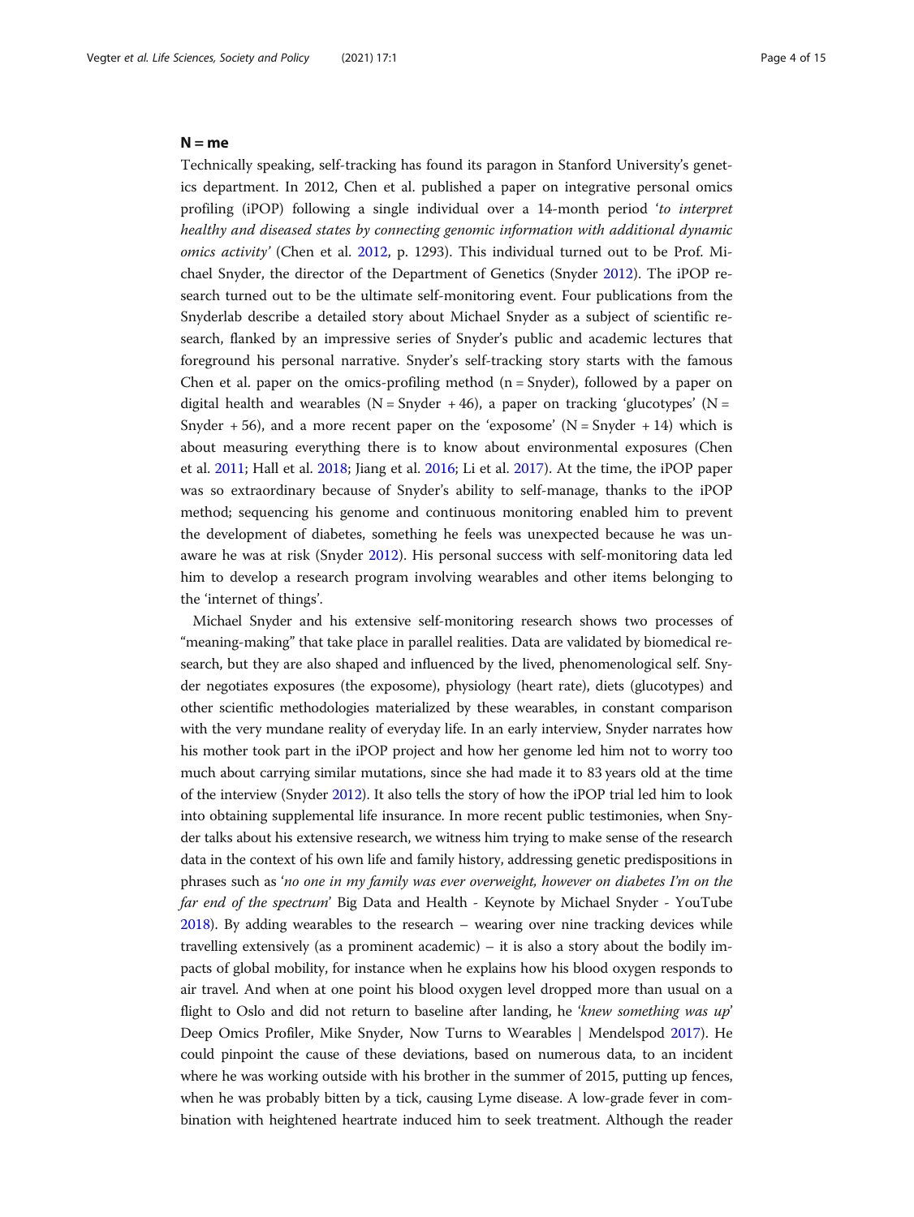## N = me

Technically speaking, self-tracking has found its paragon in Stanford University's genetics department. In 2012, Chen et al. published a paper on integrative personal omics profiling (iPOP) following a single individual over a 14-month period '*to interpret healthy and diseased states by connecting genomic information with additional dynamic omics activity*' (Chen et al. 2012, p. 1293). This individual turned out to be Prof. Michael Snyder, the director of the Department of Genetics (Snyder 2012). The iPOP research turned out to be the ultimate self-monitoring event. Four publications from the Snyderlab describe a detailed story about Michael Snyder as a subject of scientific research, flanked by an impressive series of Snyder's public and academic lectures that foreground his personal narrative. Snyder's self-tracking story starts with the famous Chen et al. paper on the omics-profiling method (n = Snyder), followed by a paper on digital health and wearables (N = Snyder +46), a paper on tracking 'glucotypes' (N = Snyder + 56), and a more recent paper on the 'exposome' (N = Snyder +14) which is about measuring everything there is to know about environmental exposures (Chen et al. 2011; Hall et al. 2018; Jiang et al. 2016; Li et al. 2017). At the time, the iPOP paper was so extraordinary because of Snyder's ability to self-manage, thanks to the iPOP method; sequencing his genome and continuous monitoring enabled him to prevent the development of diabetes, something he feels was unexpected because he was unaware he was at risk (Snyder 2012). His personal success with self-monitoring data led him to develop a research program involving wearables and other items belonging to the 'internet of things'.

Michael Snyder and his extensive self-monitoring research shows two processes of "meaning-making" that take place in parallel realities. Data are validated by biomedical research, but they are also shaped and influenced by the lived, phenomenological self. Snyder negotiates exposures (the exposome), physiology (heart rate), diets (glucotypes) and other scientific methodologies materialized by these wearables, in constant comparison with the very mundane reality of everyday life. In an early interview, Snyder narrates how his mother took part in the iPOP project and how her genome led him not to worry too much about carrying similar mutations, since she had made it to 83 years old at the time of the interview (Snyder 2012). It also tells the story of how the iPOP trial led him to look into obtaining supplemental life insurance. In more recent public testimonies, when Snyder talks about his extensive research, we witness him trying to make sense of the research data in the context of his own life and family history, addressing genetic predispositions in phrases such as '*no one in my family was ever overweight, however on diabetes I'm on the far end of the spectrum*' Big Data and Health - Keynote by Michael Snyder - YouTube 2018). By adding wearables to the research – wearing over nine tracking devices while travelling extensively (as a prominent academic) – it is also a story about the bodily impacts of global mobility, for instance when he explains how his blood oxygen responds to air travel. And when at one point his blood oxygen level dropped more than usual on a flight to Oslo and did not return to baseline after landing, he '*knew something was up*' Deep Omics Profiler, Mike Snyder, Now Turns to Wearables | Mendelspod 2017). He could pinpoint the cause of these deviations, based on numerous data, to an incident where he was working outside with his brother in the summer of 2015, putting up fences, when he was probably bitten by a tick, causing Lyme disease. A low-grade fever in combination with heightened heartrate induced him to seek treatment. Although the reader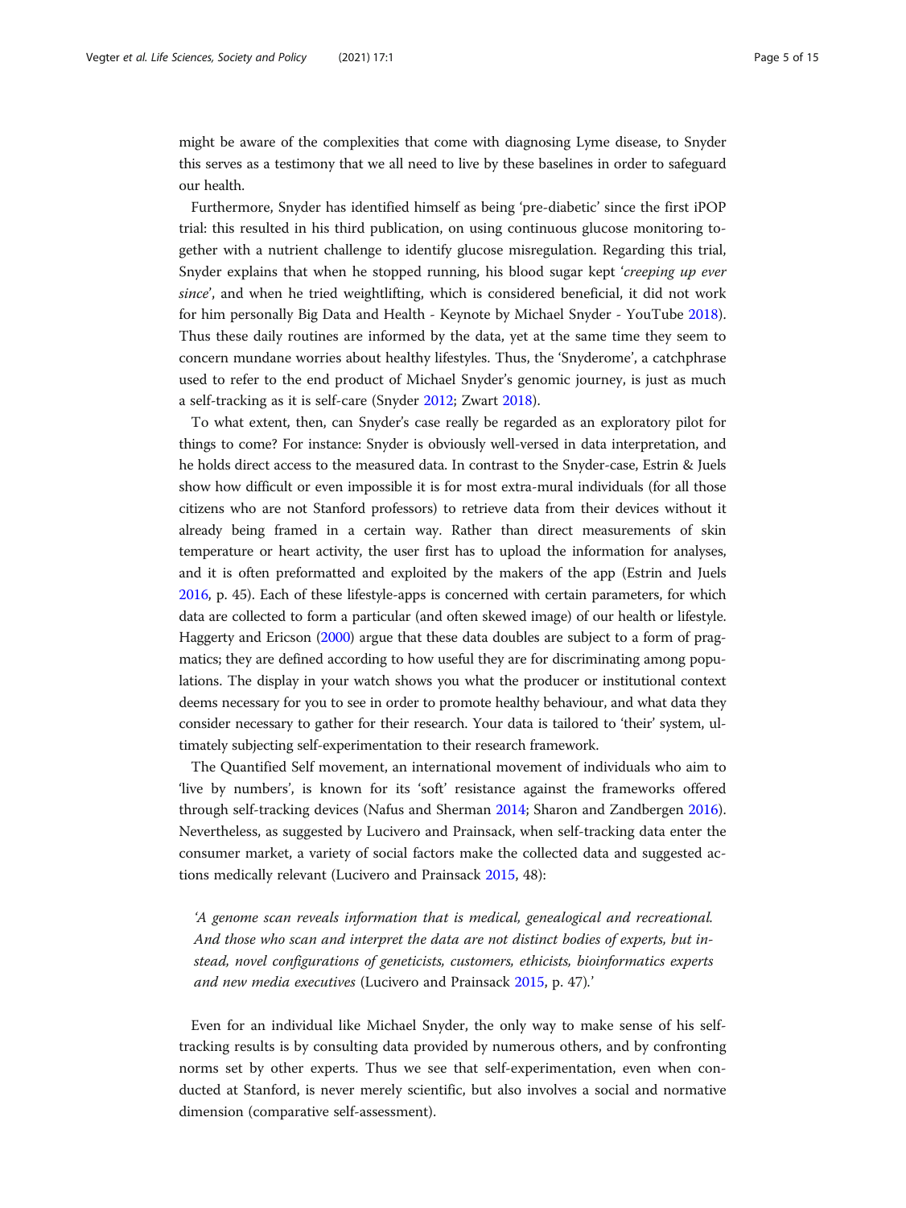might be aware of the complexities that come with diagnosing Lyme disease, to Snyder this serves as a testimony that we all need to live by these baselines in order to safeguard our health.

Furthermore, Snyder has identified himself as being 'pre-diabetic' since the first iPOP trial: this resulted in his third publication, on using continuous glucose monitoring together with a nutrient challenge to identify glucose misregulation. Regarding this trial, Snyder explains that when he stopped running, his blood sugar kept '*creeping up ever since*', and when he tried weightlifting, which is considered beneficial, it did not work for him personally Big Data and Health - Keynote by Michael Snyder - YouTube 2018). Thus these daily routines are informed by the data, yet at the same time they seem to concern mundane worries about healthy lifestyles. Thus, the 'Snyderome', a catchphrase used to refer to the end product of Michael Snyder's genomic journey, is just as much a self-tracking as it is self-care (Snyder 2012; Zwart 2018).

To what extent, then, can Snyder's case really be regarded as an exploratory pilot for things to come? For instance: Snyder is obviously well-versed in data interpretation, and he holds direct access to the measured data. In contrast to the Snyder-case, Estrin & Juels show how difficult or even impossible it is for most extra-mural individuals (for all those citizens who are not Stanford professors) to retrieve data from their devices without it already being framed in a certain way. Rather than direct measurements of skin temperature or heart activity, the user first has to upload the information for analyses, and it is often preformatted and exploited by the makers of the app (Estrin and Juels 2016, p. 45). Each of these lifestyle-apps is concerned with certain parameters, for which data are collected to form a particular (and often skewed image) of our health or lifestyle. Haggerty and Ericson (2000) argue that these data doubles are subject to a form of pragmatics; they are defined according to how useful they are for discriminating among populations. The display in your watch shows you what the producer or institutional context deems necessary for you to see in order to promote healthy behaviour, and what data they consider necessary to gather for their research. Your data is tailored to 'their' system, ultimately subjecting self-experimentation to their research framework.

The Quantified Self movement, an international movement of individuals who aim to 'live by numbers', is known for its 'soft' resistance against the frameworks offered through self-tracking devices (Nafus and Sherman 2014; Sharon and Zandbergen 2016). Nevertheless, as suggested by Lucivero and Prainsack, when self-tracking data enter the consumer market, a variety of social factors make the collected data and suggested actions medically relevant (Lucivero and Prainsack 2015, 48):

> '*A genome scan reveals information that is medical, genealogical and recreational. And those who scan and interpret the data are not distinct bodies of experts, but instead, novel configurations of geneticists, customers, ethicists, bioinformatics experts and new media executives* (Lucivero and Prainsack 2015, p. 47).'

Even for an individual like Michael Snyder, the only way to make sense of his self-tracking results is by consulting data provided by numerous others, and by confronting norms set by other experts. Thus we see that self-experimentation, even when conducted at Stanford, is never merely scientific, but also involves a social and normative dimension (comparative self-assessment).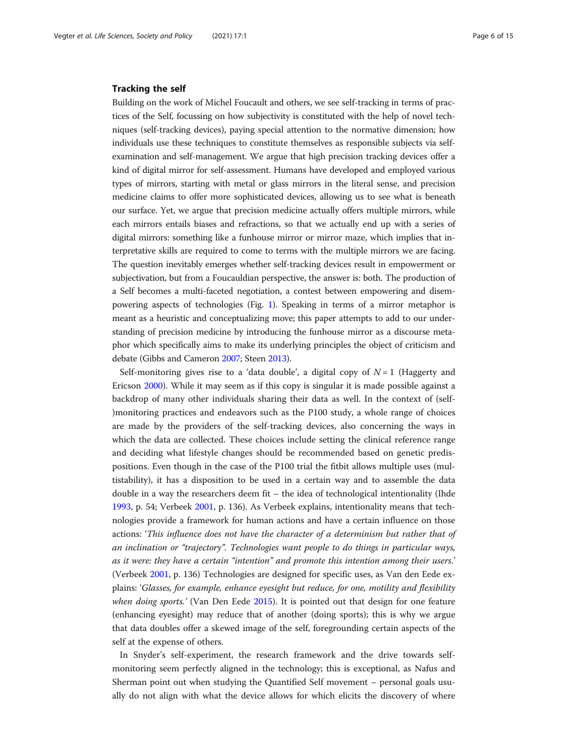## Tracking the self

Building on the work of Michel Foucault and others, we see self-tracking in terms of practices of the Self, focussing on how subjectivity is constituted with the help of novel techniques (self-tracking devices), paying special attention to the normative dimension; how individuals use these techniques to constitute themselves as responsible subjects via self-examination and self-management. We argue that high precision tracking devices offer a kind of digital mirror for self-assessment. Humans have developed and employed various types of mirrors, starting with metal or glass mirrors in the literal sense, and precision medicine claims to offer more sophisticated devices, allowing us to see what is beneath our surface. Yet, we argue that precision medicine actually offers multiple mirrors, while each mirrors entails biases and refractions, so that we actually end up with a series of digital mirrors: something like a funhouse mirror or mirror maze, which implies that interpretative skills are required to come to terms with the multiple mirrors we are facing. The question inevitably emerges whether self-tracking devices result in empowerment or subjectivation, but from a Foucauldian perspective, the answer is: both. The production of a Self becomes a multi-faceted negotiation, a contest between empowering and disempowering aspects of technologies (Fig. 1). Speaking in terms of a mirror metaphor is meant as a heuristic and conceptualizing move; this paper attempts to add to our understanding of precision medicine by introducing the funhouse mirror as a discourse metaphor which specifically aims to make its underlying principles the object of criticism and debate (Gibbs and Cameron 2007; Steen 2013).

Self-monitoring gives rise to a 'data double', a digital copy of $N = 1$ (Haggerty and Ericson 2000). While it may seem as if this copy is singular it is made possible against a backdrop of many other individuals sharing their data as well. In the context of (self-)monitoring practices and endeavors such as the P100 study, a whole range of choices are made by the providers of the self-tracking devices, also concerning the ways in which the data are collected. These choices include setting the clinical reference range and deciding what lifestyle changes should be recommended based on genetic predispositions. Even though in the case of the P100 trial the fitbit allows multiple uses (multistability), it has a disposition to be used in a certain way and to assemble the data double in a way the researchers deem fit – the idea of technological intentionality (Ihde 1993, p. 54; Verbeek 2001, p. 136). As Verbeek explains, intentionality means that technologies provide a framework for human actions and have a certain influence on those actions: '*This influence does not have the character of a determinism but rather that of an inclination or "trajectory". Technologies want people to do things in particular ways, as it were: they have a certain "intention" and promote this intention among their users.*' (Verbeek 2001, p. 136) Technologies are designed for specific uses, as Van den Eede explains: '*Glasses, for example, enhance eyesight but reduce, for one, motility and flexibility when doing sports.*' (Van Den Eede 2015). It is pointed out that design for one feature (enhancing eyesight) may reduce that of another (doing sports); this is why we argue that data doubles offer a skewed image of the self, foregrounding certain aspects of the self at the expense of others.

In Snyder's self-experiment, the research framework and the drive towards self-monitoring seem perfectly aligned in the technology; this is exceptional, as Nafus and Sherman point out when studying the Quantified Self movement – personal goals usually do not align with what the device allows for which elicits the discovery of where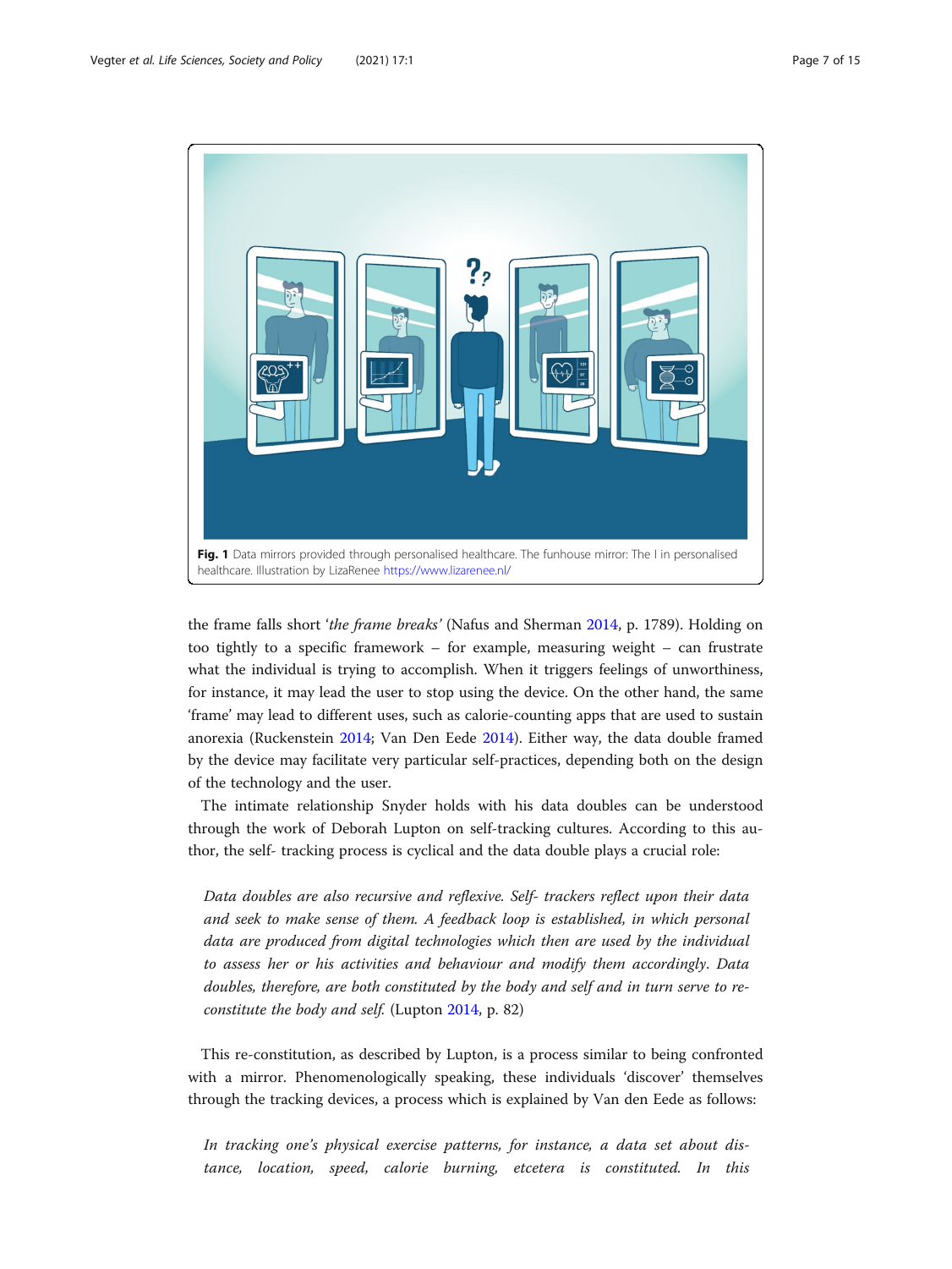**Fig. 1** Data mirrors provided through personalised healthcare. The funhouse mirror: The I in personalised healthcare. Illustration by LizaRenee https://www.lizarenee.nl/

the frame falls short '*the frame breaks*' (Nafus and Sherman 2014, p. 1789). Holding on too tightly to a specific framework – for example, measuring weight – can frustrate what the individual is trying to accomplish. When it triggers feelings of unworthiness, for instance, it may lead the user to stop using the device. On the other hand, the same 'frame' may lead to different uses, such as calorie-counting apps that are used to sustain anorexia (Ruckenstein 2014; Van Den Eede 2014). Either way, the data double framed by the device may facilitate very particular self-practices, depending both on the design of the technology and the user.

The intimate relationship Snyder holds with his data doubles can be understood through the work of Deborah Lupton on self-tracking cultures. According to this author, the self- tracking process is cyclical and the data double plays a crucial role:

> *Data doubles are also recursive and reflexive. Self- trackers reflect upon their data and seek to make sense of them. A feedback loop is established, in which personal data are produced from digital technologies which then are used by the individual to assess her or his activities and behaviour and modify them accordingly. Data doubles, therefore, are both constituted by the body and self and in turn serve to re-constitute the body and self.* (Lupton 2014, p. 82)

This re-constitution, as described by Lupton, is a process similar to being confronted with a mirror. Phenomenologically speaking, these individuals 'discover' themselves through the tracking devices, a process which is explained by Van den Eede as follows:

> *In tracking one's physical exercise patterns, for instance, a data set about distance, location, speed, calorie burning, etcetera is constituted. In this*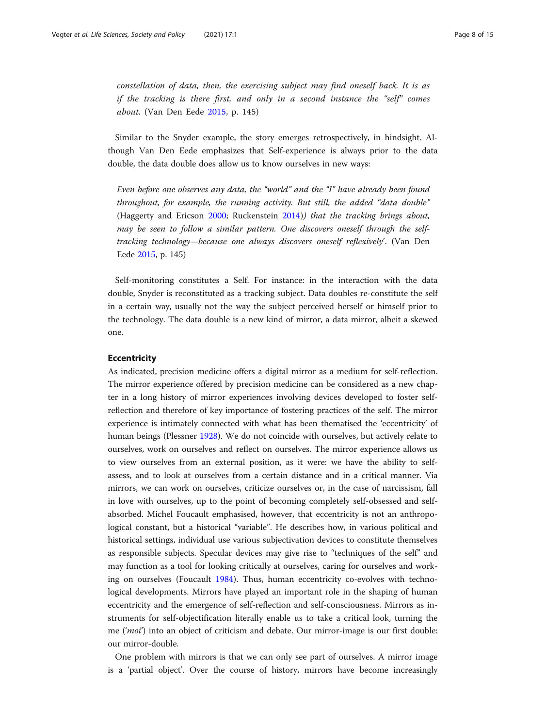*constellation of data, then, the exercising subject may find oneself back. It is as if the tracking is there first, and only in a second instance the "self" comes about.* (Van Den Eede 2015, p. 145)

Similar to the Snyder example, the story emerges retrospectively, in hindsight. Although Van Den Eede emphasizes that Self-experience is always prior to the data double, the data double does allow us to know ourselves in new ways:

> *Even before one observes any data, the "world" and the "I" have already been found throughout, for example, the running activity. But still, the added "data double"* (Haggerty and Ericson 2000; Ruckenstein 2014)*) that the tracking brings about, may be seen to follow a similar pattern. One discovers oneself through the self-tracking technology—because one always discovers oneself reflexively*'. (Van Den Eede 2015, p. 145)

Self-monitoring constitutes a Self. For instance: in the interaction with the data double, Snyder is reconstituted as a tracking subject. Data doubles re-constitute the self in a certain way, usually not the way the subject perceived herself or himself prior to the technology. The data double is a new kind of mirror, a data mirror, albeit a skewed one.

### Eccentricity

As indicated, precision medicine offers a digital mirror as a medium for self-reflection. The mirror experience offered by precision medicine can be considered as a new chapter in a long history of mirror experiences involving devices developed to foster self-reflection and therefore of key importance of fostering practices of the self. The mirror experience is intimately connected with what has been thematised the 'eccentricity' of human beings (Plessner 1928). We do not coincide with ourselves, but actively relate to ourselves, work on ourselves and reflect on ourselves. The mirror experience allows us to view ourselves from an external position, as it were: we have the ability to self-assess, and to look at ourselves from a certain distance and in a critical manner. Via mirrors, we can work on ourselves, criticize ourselves or, in the case of narcissism, fall in love with ourselves, up to the point of becoming completely self-obsessed and self-absorbed. Michel Foucault emphasised, however, that eccentricity is not an anthropological constant, but a historical "variable". He describes how, in various political and historical settings, individual use various subjectivation devices to constitute themselves as responsible subjects. Specular devices may give rise to "techniques of the self" and may function as a tool for looking critically at ourselves, caring for ourselves and working on ourselves (Foucault 1984). Thus, human eccentricity co-evolves with technological developments. Mirrors have played an important role in the shaping of human eccentricity and the emergence of self-reflection and self-consciousness. Mirrors as instruments for self-objectification literally enable us to take a critical look, turning the me ('*moi*') into an object of criticism and debate. Our mirror-image is our first double: our mirror-double.

One problem with mirrors is that we can only see part of ourselves. A mirror image is a 'partial object'. Over the course of history, mirrors have become increasingly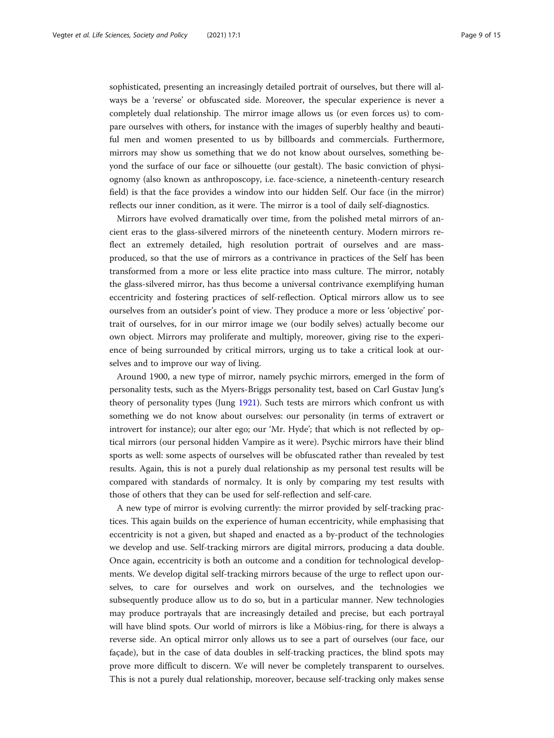sophisticated, presenting an increasingly detailed portrait of ourselves, but there will always be a 'reverse' or obfuscated side. Moreover, the specular experience is never a completely dual relationship. The mirror image allows us (or even forces us) to compare ourselves with others, for instance with the images of superbly healthy and beautiful men and women presented to us by billboards and commercials. Furthermore, mirrors may show us something that we do not know about ourselves, something beyond the surface of our face or silhouette (our gestalt). The basic conviction of physiognomy (also known as anthroposcopy, i.e. face-science, a nineteenth-century research field) is that the face provides a window into our hidden Self. Our face (in the mirror) reflects our inner condition, as it were. The mirror is a tool of daily self-diagnostics.

Mirrors have evolved dramatically over time, from the polished metal mirrors of ancient eras to the glass-silvered mirrors of the nineteenth century. Modern mirrors reflect an extremely detailed, high resolution portrait of ourselves and are mass-produced, so that the use of mirrors as a contrivance in practices of the Self has been transformed from a more or less elite practice into mass culture. The mirror, notably the glass-silvered mirror, has thus become a universal contrivance exemplifying human eccentricity and fostering practices of self-reflection. Optical mirrors allow us to see ourselves from an outsider's point of view. They produce a more or less 'objective' portrait of ourselves, for in our mirror image we (our bodily selves) actually become our own object. Mirrors may proliferate and multiply, moreover, giving rise to the experience of being surrounded by critical mirrors, urging us to take a critical look at ourselves and to improve our way of living.

Around 1900, a new type of mirror, namely psychic mirrors, emerged in the form of personality tests, such as the Myers-Briggs personality test, based on Carl Gustav Jung's theory of personality types (Jung 1921). Such tests are mirrors which confront us with something we do not know about ourselves: our personality (in terms of extravert or introvert for instance); our alter ego; our 'Mr. Hyde'; that which is not reflected by optical mirrors (our personal hidden Vampire as it were). Psychic mirrors have their blind sports as well: some aspects of ourselves will be obfuscated rather than revealed by test results. Again, this is not a purely dual relationship as my personal test results will be compared with standards of normalcy. It is only by comparing my test results with those of others that they can be used for self-reflection and self-care.

A new type of mirror is evolving currently: the mirror provided by self-tracking practices. This again builds on the experience of human eccentricity, while emphasising that eccentricity is not a given, but shaped and enacted as a by-product of the technologies we develop and use. Self-tracking mirrors are digital mirrors, producing a data double. Once again, eccentricity is both an outcome and a condition for technological developments. We develop digital self-tracking mirrors because of the urge to reflect upon ourselves, to care for ourselves and work on ourselves, and the technologies we subsequently produce allow us to do so, but in a particular manner. New technologies may produce portrayals that are increasingly detailed and precise, but each portrayal will have blind spots. Our world of mirrors is like a Möbius-ring, for there is always a reverse side. An optical mirror only allows us to see a part of ourselves (our face, our façade), but in the case of data doubles in self-tracking practices, the blind spots may prove more difficult to discern. We will never be completely transparent to ourselves. This is not a purely dual relationship, moreover, because self-tracking only makes sense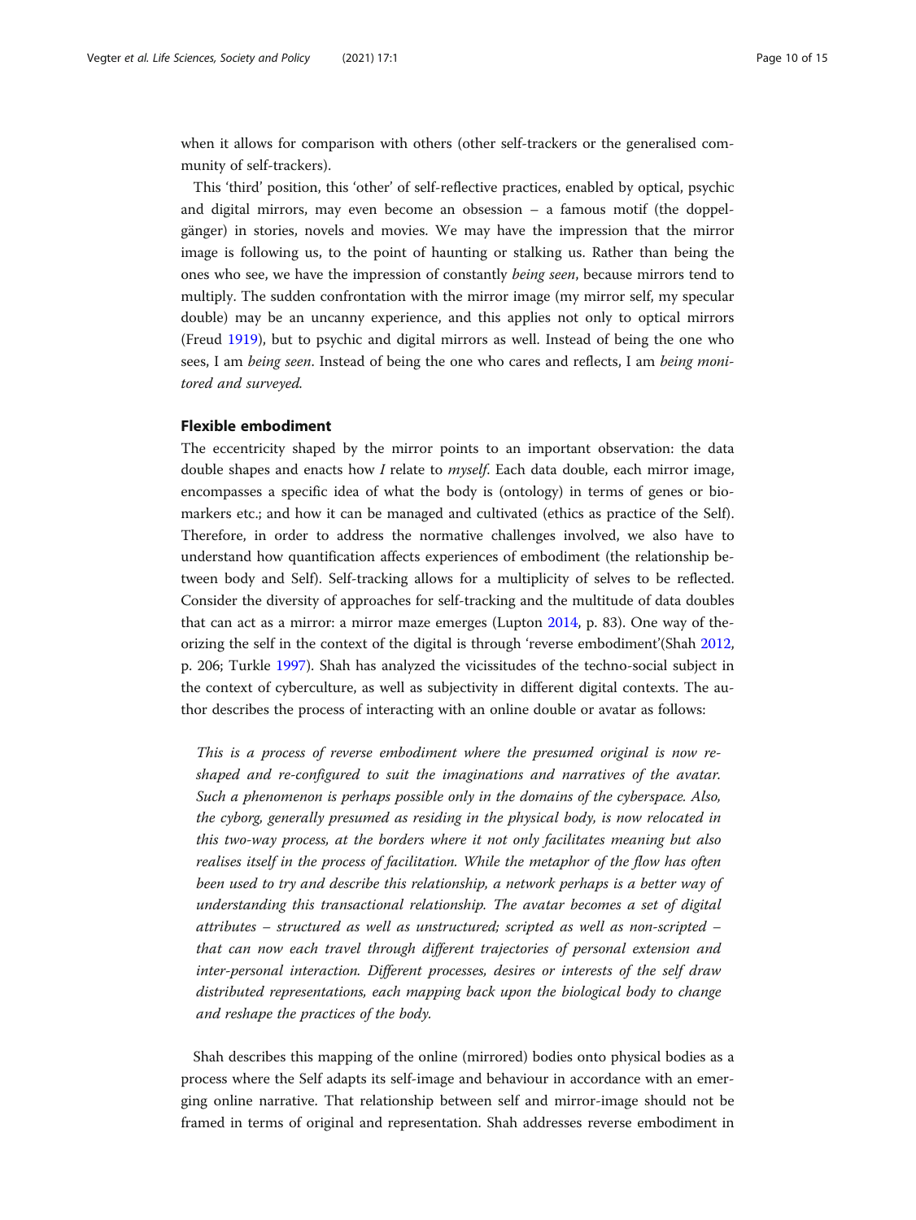when it allows for comparison with others (other self-trackers or the generalised community of self-trackers).

This 'third' position, this 'other' of self-reflective practices, enabled by optical, psychic and digital mirrors, may even become an obsession – a famous motif (the doppelgänger) in stories, novels and movies. We may have the impression that the mirror image is following us, to the point of haunting or stalking us. Rather than being the ones who see, we have the impression of constantly *being seen*, because mirrors tend to multiply. The sudden confrontation with the mirror image (my mirror self, my specular double) may be an uncanny experience, and this applies not only to optical mirrors (Freud 1919), but to psychic and digital mirrors as well. Instead of being the one who sees, I am *being seen*. Instead of being the one who cares and reflects, I am *being monitored and surveyed*.

### Flexible embodiment

The eccentricity shaped by the mirror points to an important observation: the data double shapes and enacts how *I* relate to *myself*. Each data double, each mirror image, encompasses a specific idea of what the body is (ontology) in terms of genes or biomarkers etc.; and how it can be managed and cultivated (ethics as practice of the Self). Therefore, in order to address the normative challenges involved, we also have to understand how quantification affects experiences of embodiment (the relationship between body and Self). Self-tracking allows for a multiplicity of selves to be reflected. Consider the diversity of approaches for self-tracking and the multitude of data doubles that can act as a mirror: a mirror maze emerges (Lupton 2014, p. 83). One way of theorizing the self in the context of the digital is through 'reverse embodiment'(Shah 2012, p. 206; Turkle 1997). Shah has analyzed the vicissitudes of the techno-social subject in the context of cyberculture, as well as subjectivity in different digital contexts. The author describes the process of interacting with an online double or avatar as follows:

> *This is a process of reverse embodiment where the presumed original is now reshaped and re-configured to suit the imaginations and narratives of the avatar. Such a phenomenon is perhaps possible only in the domains of the cyberspace. Also, the cyborg, generally presumed as residing in the physical body, is now relocated in this two-way process, at the borders where it not only facilitates meaning but also realises itself in the process of facilitation. While the metaphor of the flow has often been used to try and describe this relationship, a network perhaps is a better way of understanding this transactional relationship. The avatar becomes a set of digital attributes – structured as well as unstructured; scripted as well as non-scripted – that can now each travel through different trajectories of personal extension and inter-personal interaction. Different processes, desires or interests of the self draw distributed representations, each mapping back upon the biological body to change and reshape the practices of the body.*

Shah describes this mapping of the online (mirrored) bodies onto physical bodies as a process where the Self adapts its self-image and behaviour in accordance with an emerging online narrative. That relationship between self and mirror-image should not be framed in terms of original and representation. Shah addresses reverse embodiment in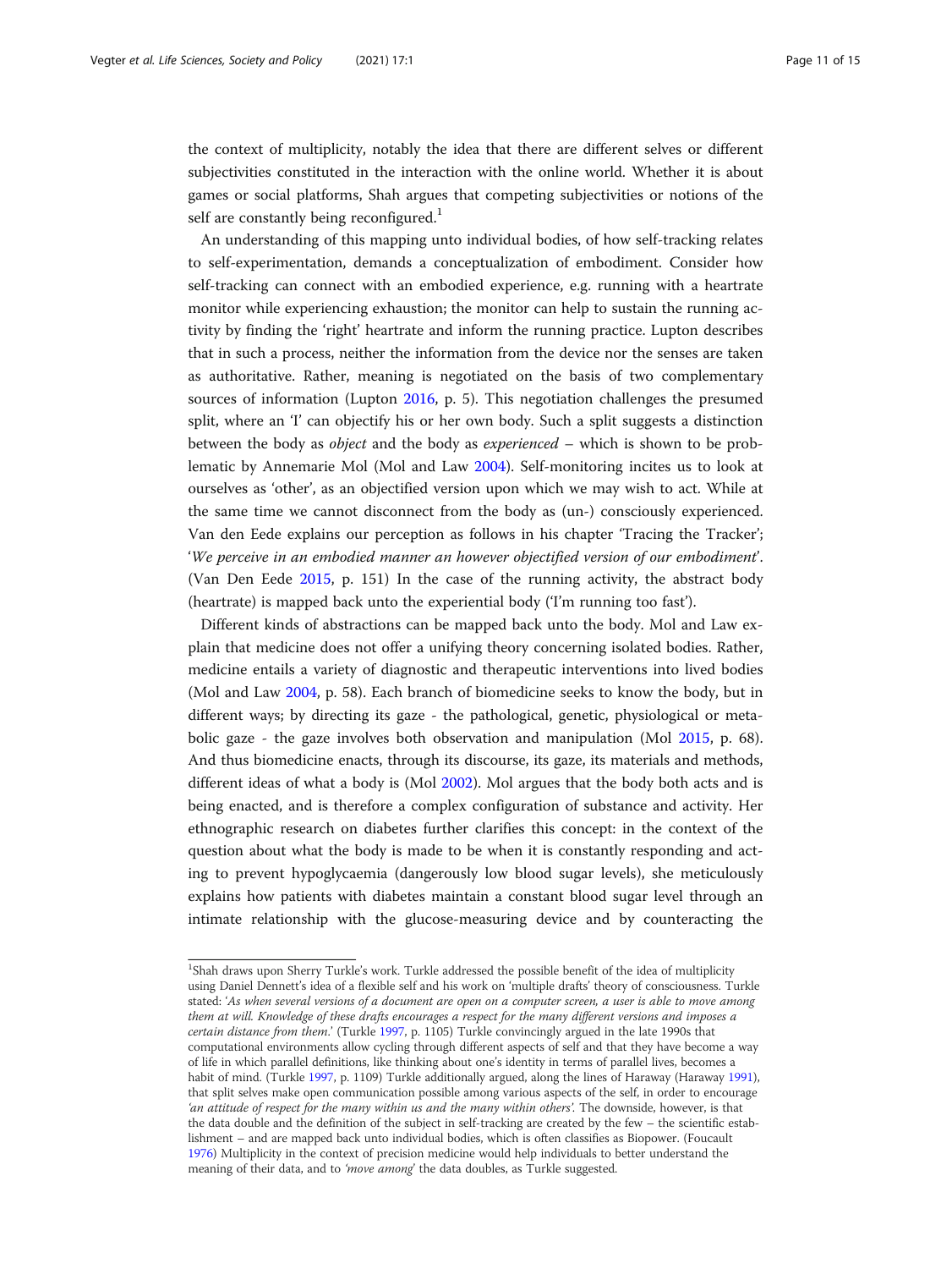the context of multiplicity, notably the idea that there are different selves or different subjectivities constituted in the interaction with the online world. Whether it is about games or social platforms, Shah argues that competing subjectivities or notions of the self are constantly being reconfigured.[1]

An understanding of this mapping unto individual bodies, of how self-tracking relates to self-experimentation, demands a conceptualization of embodiment. Consider how self-tracking can connect with an embodied experience, e.g. running with a heartrate monitor while experiencing exhaustion; the monitor can help to sustain the running activity by finding the 'right' heartrate and inform the running practice. Lupton describes that in such a process, neither the information from the device nor the senses are taken as authoritative. Rather, meaning is negotiated on the basis of two complementary sources of information (Lupton 2016, p. 5). This negotiation challenges the presumed split, where an 'I' can objectify his or her own body. Such a split suggests a distinction between the body as *object* and the body as *experienced* – which is shown to be problematic by Annemarie Mol (Mol and Law 2004). Self-monitoring incites us to look at ourselves as 'other', as an objectified version upon which we may wish to act. While at the same time we cannot disconnect from the body as (un-) consciously experienced. Van den Eede explains our perception as follows in his chapter 'Tracing the Tracker'; '*We perceive in an embodied manner an however objectified version of our embodiment*'. (Van Den Eede 2015, p. 151) In the case of the running activity, the abstract body (heartrate) is mapped back unto the experiential body ('I'm running too fast').

Different kinds of abstractions can be mapped back unto the body. Mol and Law explain that medicine does not offer a unifying theory concerning isolated bodies. Rather, medicine entails a variety of diagnostic and therapeutic interventions into lived bodies (Mol and Law 2004, p. 58). Each branch of biomedicine seeks to know the body, but in different ways; by directing its gaze - the pathological, genetic, physiological or metabolic gaze - the gaze involves both observation and manipulation (Mol 2015, p. 68). And thus biomedicine enacts, through its discourse, its gaze, its materials and methods, different ideas of what a body is (Mol 2002). Mol argues that the body both acts and is being enacted, and is therefore a complex configuration of substance and activity. Her ethnographic research on diabetes further clarifies this concept: in the context of the question about what the body is made to be when it is constantly responding and acting to prevent hypoglycaemia (dangerously low blood sugar levels), she meticulously explains how patients with diabetes maintain a constant blood sugar level through an intimate relationship with the glucose-measuring device and by counteracting the

---

[1]Shah draws upon Sherry Turkle's work. Turkle addressed the possible benefit of the idea of multiplicity using Daniel Dennett's idea of a flexible self and his work on 'multiple drafts' theory of consciousness. Turkle stated: '*As when several versions of a document are open on a computer screen, a user is able to move among them at will. Knowledge of these drafts encourages a respect for the many different versions and imposes a certain distance from them.*' (Turkle 1997, p. 1105) Turkle convincingly argued in the late 1990s that computational environments allow cycling through different aspects of self and that they have become a way of life in which parallel definitions, like thinking about one's identity in terms of parallel lives, becomes a habit of mind. (Turkle 1997, p. 1109) Turkle additionally argued, along the lines of Haraway (Haraway 1991), that split selves make open communication possible among various aspects of the self, in order to encourage *'an attitude of respect for the many within us and the many within others'*. The downside, however, is that the data double and the definition of the subject in self-tracking are created by the few – the scientific establishment – and are mapped back unto individual bodies, which is often classifies as Biopower. (Foucault 1976) Multiplicity in the context of precision medicine would help individuals to better understand the meaning of their data, and to *'move among'* the data doubles, as Turkle suggested.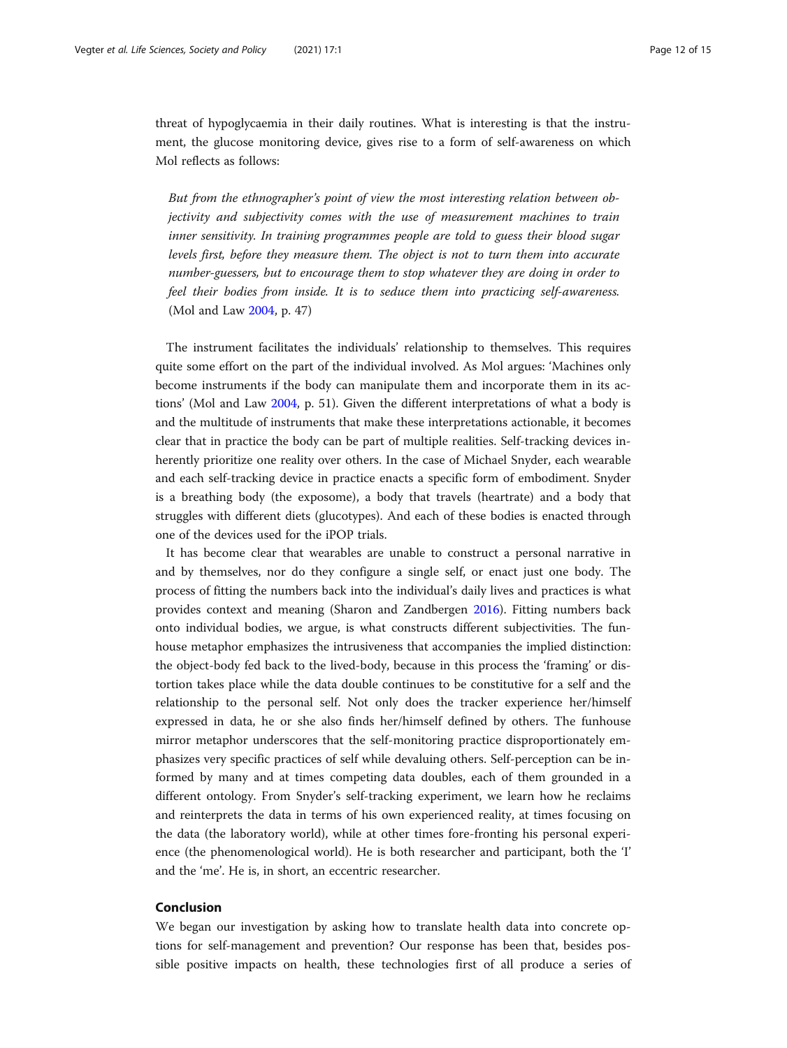threat of hypoglycaemia in their daily routines. What is interesting is that the instrument, the glucose monitoring device, gives rise to a form of self-awareness on which Mol reflects as follows:

> *But from the ethnographer's point of view the most interesting relation between objectivity and subjectivity comes with the use of measurement machines to train inner sensitivity. In training programmes people are told to guess their blood sugar levels first, before they measure them. The object is not to turn them into accurate number-guessers, but to encourage them to stop whatever they are doing in order to feel their bodies from inside. It is to seduce them into practicing self-awareness.* (Mol and Law 2004, p. 47)

The instrument facilitates the individuals' relationship to themselves. This requires quite some effort on the part of the individual involved. As Mol argues: 'Machines only become instruments if the body can manipulate them and incorporate them in its actions' (Mol and Law 2004, p. 51). Given the different interpretations of what a body is and the multitude of instruments that make these interpretations actionable, it becomes clear that in practice the body can be part of multiple realities. Self-tracking devices inherently prioritize one reality over others. In the case of Michael Snyder, each wearable and each self-tracking device in practice enacts a specific form of embodiment. Snyder is a breathing body (the exposome), a body that travels (heartrate) and a body that struggles with different diets (glucotypes). And each of these bodies is enacted through one of the devices used for the iPOP trials.

It has become clear that wearables are unable to construct a personal narrative in and by themselves, nor do they configure a single self, or enact just one body. The process of fitting the numbers back into the individual's daily lives and practices is what provides context and meaning (Sharon and Zandbergen 2016). Fitting numbers back onto individual bodies, we argue, is what constructs different subjectivities. The funhouse metaphor emphasizes the intrusiveness that accompanies the implied distinction: the object-body fed back to the lived-body, because in this process the 'framing' or distortion takes place while the data double continues to be constitutive for a self and the relationship to the personal self. Not only does the tracker experience her/himself expressed in data, he or she also finds her/himself defined by others. The funhouse mirror metaphor underscores that the self-monitoring practice disproportionately emphasizes very specific practices of self while devaluing others. Self-perception can be informed by many and at times competing data doubles, each of them grounded in a different ontology. From Snyder's self-tracking experiment, we learn how he reclaims and reinterprets the data in terms of his own experienced reality, at times focusing on the data (the laboratory world), while at other times fore-fronting his personal experience (the phenomenological world). He is both researcher and participant, both the 'I' and the 'me'. He is, in short, an eccentric researcher.

## Conclusion

We began our investigation by asking how to translate health data into concrete options for self-management and prevention? Our response has been that, besides possible positive impacts on health, these technologies first of all produce a series of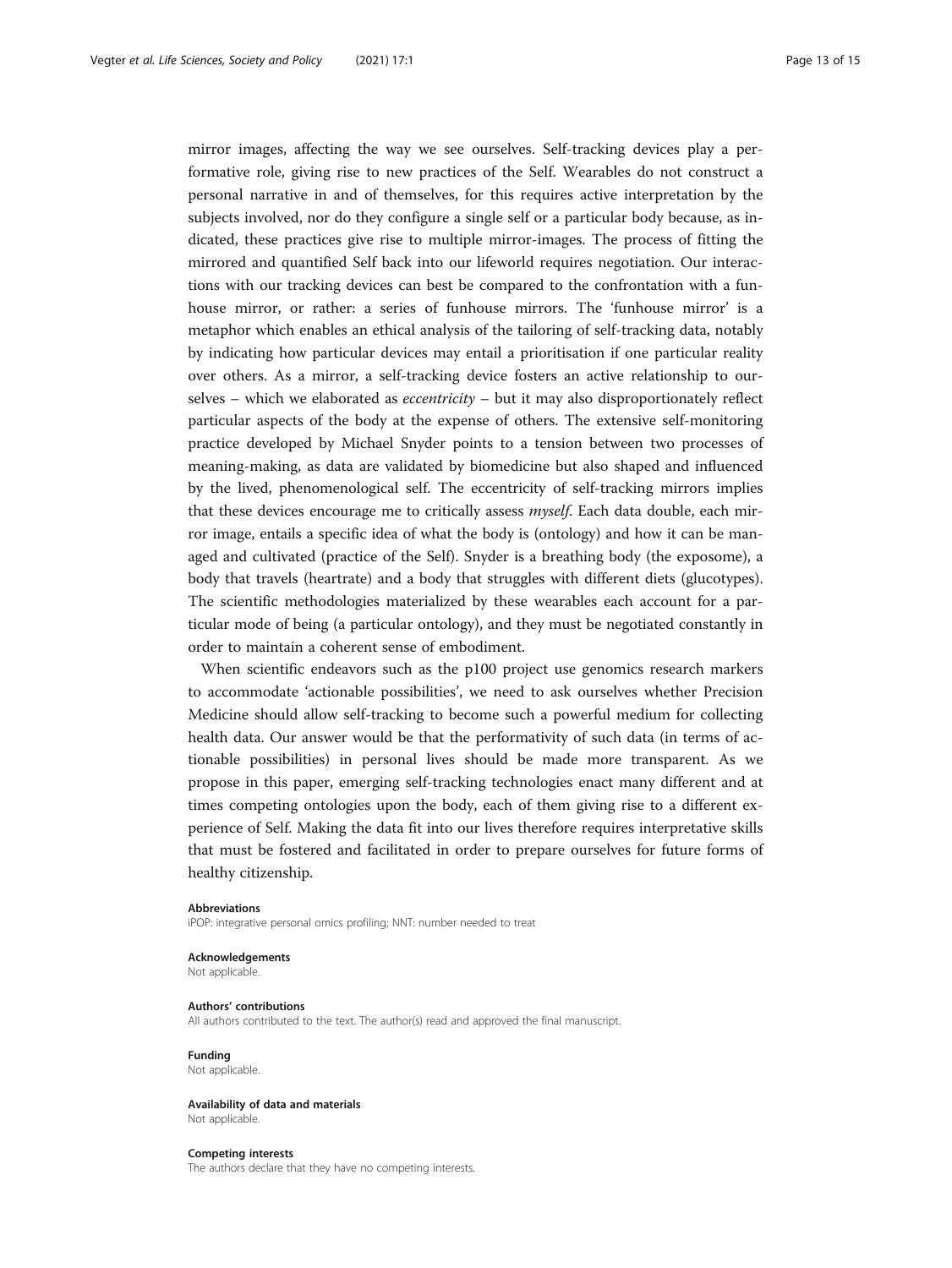mirror images, affecting the way we see ourselves. Self-tracking devices play a performative role, giving rise to new practices of the Self. Wearables do not construct a personal narrative in and of themselves, for this requires active interpretation by the subjects involved, nor do they configure a single self or a particular body because, as indicated, these practices give rise to multiple mirror-images. The process of fitting the mirrored and quantified Self back into our lifeworld requires negotiation. Our interactions with our tracking devices can best be compared to the confrontation with a funhouse mirror, or rather: a series of funhouse mirrors. The 'funhouse mirror' is a metaphor which enables an ethical analysis of the tailoring of self-tracking data, notably by indicating how particular devices may entail a prioritisation if one particular reality over others. As a mirror, a self-tracking device fosters an active relationship to ourselves – which we elaborated as *eccentricity* – but it may also disproportionately reflect particular aspects of the body at the expense of others. The extensive self-monitoring practice developed by Michael Snyder points to a tension between two processes of meaning-making, as data are validated by biomedicine but also shaped and influenced by the lived, phenomenological self. The eccentricity of self-tracking mirrors implies that these devices encourage me to critically assess *myself*. Each data double, each mirror image, entails a specific idea of what the body is (ontology) and how it can be managed and cultivated (practice of the Self). Snyder is a breathing body (the exposome), a body that travels (heartrate) and a body that struggles with different diets (glucotypes). The scientific methodologies materialized by these wearables each account for a particular mode of being (a particular ontology), and they must be negotiated constantly in order to maintain a coherent sense of embodiment.

When scientific endeavors such as the p100 project use genomics research markers to accommodate 'actionable possibilities', we need to ask ourselves whether Precision Medicine should allow self-tracking to become such a powerful medium for collecting health data. Our answer would be that the performativity of such data (in terms of actionable possibilities) in personal lives should be made more transparent. As we propose in this paper, emerging self-tracking technologies enact many different and at times competing ontologies upon the body, each of them giving rise to a different experience of Self. Making the data fit into our lives therefore requires interpretative skills that must be fostered and facilitated in order to prepare ourselves for future forms of healthy citizenship.

#### Abbreviations

iPOP: integrative personal omics profiling; NNT: number needed to treat

#### Acknowledgements

Not applicable.

#### Authors' contributions

All authors contributed to the text. The author(s) read and approved the final manuscript.

#### Funding

Not applicable.

#### Availability of data and materials

Not applicable.

#### Competing interests

The authors declare that they have no competing interests.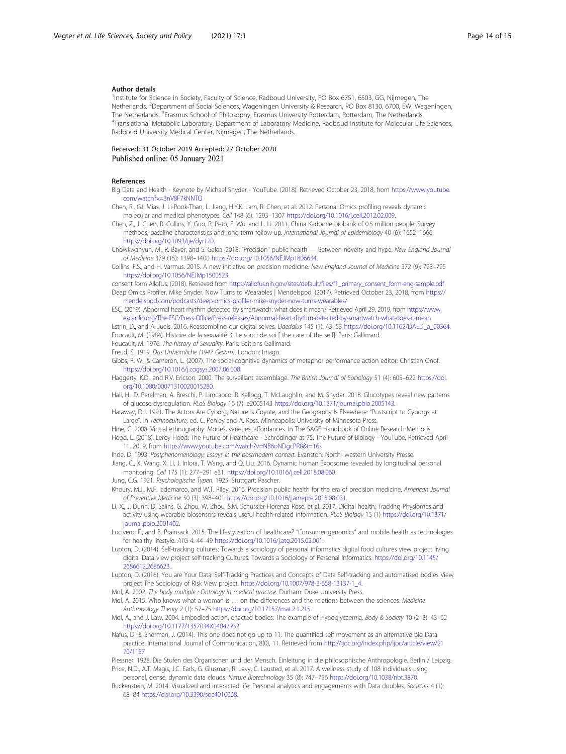### Author details

[1]Institute for Science in Society, Faculty of Science, Radboud University, PO Box 6751, 6503, GG, Nijmegen, The Netherlands. [2]Department of Social Sciences, Wageningen University & Research, PO Box 8130, 6700, EW, Wageningen, The Netherlands. [3]Erasmus School of Philosophy, Erasmus University Rotterdam, Rotterdam, The Netherlands. [4]Translational Metabolic Laboratory, Department of Laboratory Medicine, Radboud Institute for Molecular Life Sciences, Radboud University Medical Center, Nijmegen, The Netherlands.

Received: 31 October 2019 Accepted: 27 October 2020
Published online: 05 January 2021

### References

Big Data and Health - Keynote by Michael Snyder - YouTube. (2018). Retrieved October 23, 2018, from https://www.youtube.com/watch?v=3nV8F7kNNTQ

Chen, R., G.I. Mias, J. Li-Pook-Than, L. Jiang, H.Y.K. Lam, R. Chen, et al. 2012. Personal Omics profiling reveals dynamic molecular and medical phenotypes. *Cell* 148 (6): 1293–1307 https://doi.org/10.1016/j.cell.2012.02.009.

Chen, Z., J. Chen, R. Collins, Y. Guo, R. Peto, F. Wu, and L. Li. 2011. China Kadoorie biobank of 0.5 million people: Survey methods, baseline characteristics and long-term follow-up. *International Journal of Epidemiology* 40 (6): 1652–1666 https://doi.org/10.1093/ije/dyr120.

Chowkwanyun, M., R. Bayer, and S. Galea. 2018. "Precision" public health — Between novelty and hype. *New England Journal of Medicine* 379 (15): 1398–1400 https://doi.org/10.1056/NEJMp1806634.

Collins, F.S., and H. Varmus. 2015. A new initiative on precision medicine. *New England Journal of Medicine* 372 (9): 793–795 https://doi.org/10.1056/NEJMp1500523.

consent form AllofUs. (2018). Retrieved from https://allofus.nih.gov/sites/default/files/f1_primary_consent_form-eng-sample.pdf

Deep Omics Profiler, Mike Snyder, Now Turns to Wearables | Mendelspod. (2017). Retrieved October 23, 2018, from https://mendelspod.com/podcasts/deep-omics-profiler-mike-snyder-now-turns-wearables/

ESC. (2019). Abnormal heart rhythm detected by smartwatch: what does it mean? Retrieved April 29, 2019, from https://www.escardio.org/The-ESC/Press-Office/Press-releases/Abnormal-heart-rhythm-detected-by-smartwatch-what-does-it-mean

Estrin, D., and A. Juels. 2016. Reassembling our digital selves. *Daedalus* 145 (1): 43–53 https://doi.org/10.1162/DAED_a_00364.

Foucault, M. (1984). Histoire de la sexualité 3: Le souci de soi [ the care of the self]. Paris; Gallimard.

Foucault, M. 1976. *The history of Sexuality*. Paris: Editions Gallimard.

Freud, S. 1919. *Das Unheimliche (1947 Gesam)*. London: Imago.

Gibbs, R. W., & Cameron, L. (2007). The social-cognitive dynamics of metaphor performance action editor: Christian Onof. https://doi.org/10.1016/j.cogsys.2007.06.008.

Haggerty, K.D., and R.V. Ericson. 2000. The surveillant assemblage. *The British Journal of Sociology* 51 (4): 605–622 https://doi.org/10.1080/00071310020015280.

Hall, H., D. Perelman, A. Breschi, P. Limcaoco, R. Kellogg, T. McLaughlin, and M. Snyder. 2018. Glucotypes reveal new patterns of glucose dysregulation. *PLoS Biology* 16 (7): e2005143 https://doi.org/10.1371/journal.pbio.2005143.

Haraway, D.J. 1991. The Actors Are Cyborg, Nature Is Coyote, and the Geography Is Elsewhere: "Postscript to Cyborgs at Large". In *Technoculture*, ed. C. Penley and A. Ross. Minneapolis: University of Minnesota Press.

Hine, C. 2008. Virtual ethnography: Modes, varieties, affordances. In The SAGE Handbook of Online Research Methods.

Hood, L. (2018). Leroy Hood: The Future of Healthcare - Schrödinger at 75: The Future of Biology - YouTube. Retrieved April 11, 2019, from https://www.youtube.com/watch?v=NB6oNDgcPR8&t=16s

Ihde, D. 1993. *Postphenomenology: Essays in the postmodern context*. Evanston: North- western University Presse.

Jiang, C., X. Wang, X. Li, J. Inlora, T. Wang, and Q. Liu. 2016. Dynamic human Exposome revealed by longitudinal personal monitoring. *Cell* 175 (1): 277–291 e31. https://doi.org/10.1016/j.cell.2018.08.060.

Jung, C.G. 1921. *Psychologische Typen*, 1925. Stuttgart: Rascher.

Khoury, M.J., M.F. Iademarco, and W.T. Riley. 2016. Precision public health for the era of precision medicine. *American Journal of Preventive Medicine* 50 (3): 398–401 https://doi.org/10.1016/j.amepre.2015.08.031.

Li, X., J. Dunn, D. Salins, G. Zhou, W. Zhou, S.M. Schüssler-Fiorenza Rose, et al. 2017. Digital health: Tracking Physiomes and activity using wearable biosensors reveals useful health-related information. *PLoS Biology* 15 (1) https://doi.org/10.1371/journal.pbio.2001402.

Lucivero, F., and B. Prainsack. 2015. The lifestylisation of healthcare? "Consumer genomics" and mobile health as technologies for healthy lifestyle. *ATG* 4: 44–49 https://doi.org/10.1016/j.atg.2015.02.001.

Lupton, D. (2014). Self-tracking cultures: Towards a sociology of personal informatics digital food cultures view project living digital Data view project self-tracking Cultures: Towards a Sociology of Personal Informatics. https://doi.org/10.1145/2686612.2686623.

Lupton, D. (2016). You are Your Data: Self-Tracking Practices and Concepts of Data Self-tracking and automatised bodies View project The Sociology of Risk View project. https://doi.org/10.1007/978-3-658-13137-1_4.

Mol, A. 2002. *The body multiple : Ontology in medical practice*. Durham: Duke University Press.

Mol, A. 2015. Who knows what a woman is … on the differences and the relations between the sciences. *Medicine Anthropology Theory* 2 (1): 57–75 https://doi.org/10.17157/mat.2.1.215.

Mol, A., and J. Law. 2004. Embodied action, enacted bodies: The example of Hypoglycaemia. *Body & Society* 10 (2–3): 43–62 https://doi.org/10.1177/1357034X04042932.

Nafus, D., & Sherman, J. (2014). This one does not go up to 11: The quantified self movement as an alternative big Data practice. International Journal of Communication, 8(0), 11. Retrieved from http://ijoc.org/index.php/ijoc/article/view/2170/1157

Plessner, 1928. Die Stufen des Organischen und der Mensch. Einleitung in die philosophische Anthropologie. Berlin / Leipzig.

Price, N.D., A.T. Magis, J.C. Earls, G. Glusman, R. Levy, C. Lausted, et al. 2017. A wellness study of 108 individuals using personal, dense, dynamic data clouds. *Nature Biotechnology* 35 (8): 747–756 https://doi.org/10.1038/nbt.3870.

Ruckenstein, M. 2014. Visualized and interacted life: Personal analytics and engagements with Data doubles. *Societies* 4 (1): 68–84 https://doi.org/10.3390/soc4010068.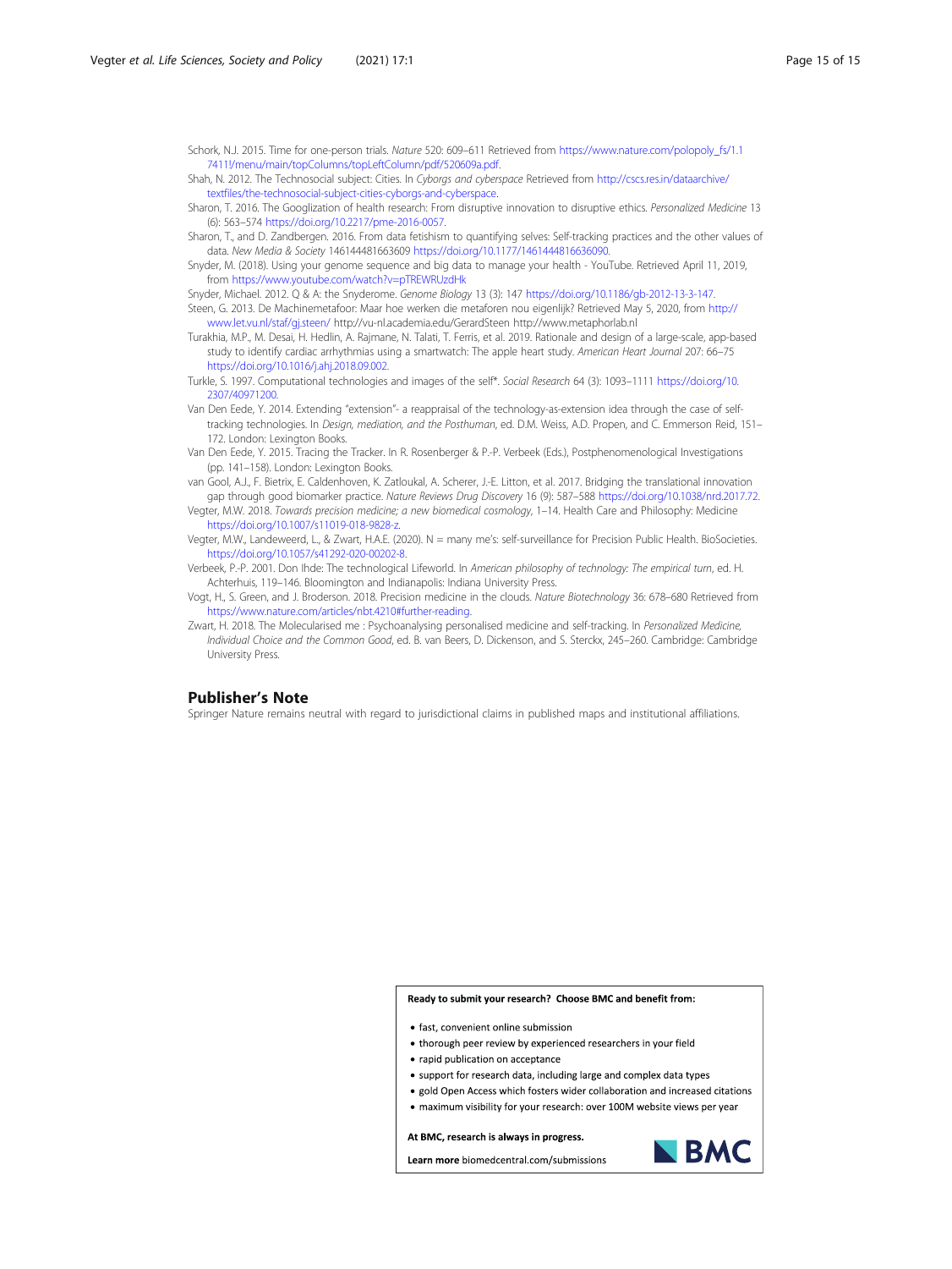Schork, N.J. 2015. Time for one-person trials. *Nature* 520: 609–611 Retrieved from https://www.nature.com/polopoly_fs/1.17411!/menu/main/topColumns/topLeftColumn/pdf/520609a.pdf.

Shah, N. 2012. The Technosocial subject: Cities. In *Cyborgs and cyberspace* Retrieved from http://cscs.res.in/dataarchive/textfiles/the-technosocial-subject-cities-cyborgs-and-cyberspace.

Sharon, T. 2016. The Googlization of health research: From disruptive innovation to disruptive ethics. *Personalized Medicine* 13 (6): 563–574 https://doi.org/10.2217/pme-2016-0057.

Sharon, T., and D. Zandbergen. 2016. From data fetishism to quantifying selves: Self-tracking practices and the other values of data. *New Media & Society* 146144481663609 https://doi.org/10.1177/1461444816636090.

Snyder, M. (2018). Using your genome sequence and big data to manage your health - YouTube. Retrieved April 11, 2019, from https://www.youtube.com/watch?v=pTREWRUzdHk

Snyder, Michael. 2012. Q & A: the Snyderome. *Genome Biology* 13 (3): 147 https://doi.org/10.1186/gb-2012-13-3-147.

Steen, G. 2013. De Machinemetafoor: Maar hoe werken die metaforen nou eigenlijk? Retrieved May 5, 2020, from http://www.let.vu.nl/staf/gj.steen/ http://vu-nl.academia.edu/GerardSteen http://www.metaphorlab.nl

Turakhia, M.P., M. Desai, H. Hedlin, A. Rajmane, N. Talati, T. Ferris, et al. 2019. Rationale and design of a large-scale, app-based study to identify cardiac arrhythmias using a smartwatch: The apple heart study. *American Heart Journal* 207: 66–75 https://doi.org/10.1016/j.ahj.2018.09.002.

Turkle, S. 1997. Computational technologies and images of the self*. *Social Research* 64 (3): 1093–1111 https://doi.org/10.2307/40971200.

Van Den Eede, Y. 2014. Extending "extension"- a reappraisal of the technology-as-extension idea through the case of self-tracking technologies. In *Design, mediation, and the Posthuman*, ed. D.M. Weiss, A.D. Propen, and C. Emmerson Reid, 151–172. London: Lexington Books.

Van Den Eede, Y. 2015. Tracing the Tracker. In R. Rosenberger & P.-P. Verbeek (Eds.), Postphenomenological Investigations (pp. 141–158). London: Lexington Books.

van Gool, A.J., F. Bietrix, E. Caldenhoven, K. Zatloukal, A. Scherer, J.-E. Litton, et al. 2017. Bridging the translational innovation gap through good biomarker practice. *Nature Reviews Drug Discovery* 16 (9): 587–588 https://doi.org/10.1038/nrd.2017.72.

Vegter, M.W. 2018. *Towards precision medicine; a new biomedical cosmology*, 1–14. Health Care and Philosophy: Medicine https://doi.org/10.1007/s11019-018-9828-z.

Vegter, M.W., Landeweerd, L., & Zwart, H.A.E. (2020). N = many me's: self-surveillance for Precision Public Health. BioSocieties. https://doi.org/10.1057/s41292-020-00202-8.

Verbeek, P.-P. 2001. Don Ihde: The technological Lifeworld. In *American philosophy of technology: The empirical turn*, ed. H. Achterhuis, 119–146. Bloomington and Indianapolis: Indiana University Press.

Vogt, H., S. Green, and J. Broderson. 2018. Precision medicine in the clouds. *Nature Biotechnology* 36: 678–680 Retrieved from https://www.nature.com/articles/nbt.4210#further-reading.

Zwart, H. 2018. The Molecularised me : Psychoanalysing personalised medicine and self-tracking. In *Personalized Medicine, Individual Choice and the Common Good*, ed. B. van Beers, D. Dickenson, and S. Sterckx, 245–260. Cambridge: Cambridge University Press.

## Publisher's Note

Springer Nature remains neutral with regard to jurisdictional claims in published maps and institutional affiliations.

**Ready to submit your research? Choose BMC and benefit from:**

- fast, convenient online submission
- thorough peer review by experienced researchers in your field
- rapid publication on acceptance
- support for research data, including large and complex data types
- gold Open Access which fosters wider collaboration and increased citations
- maximum visibility for your research: over 100M website views per year

**At BMC, research is always in progress.**

**Learn more** biomedcentral.com/submissions

BMC